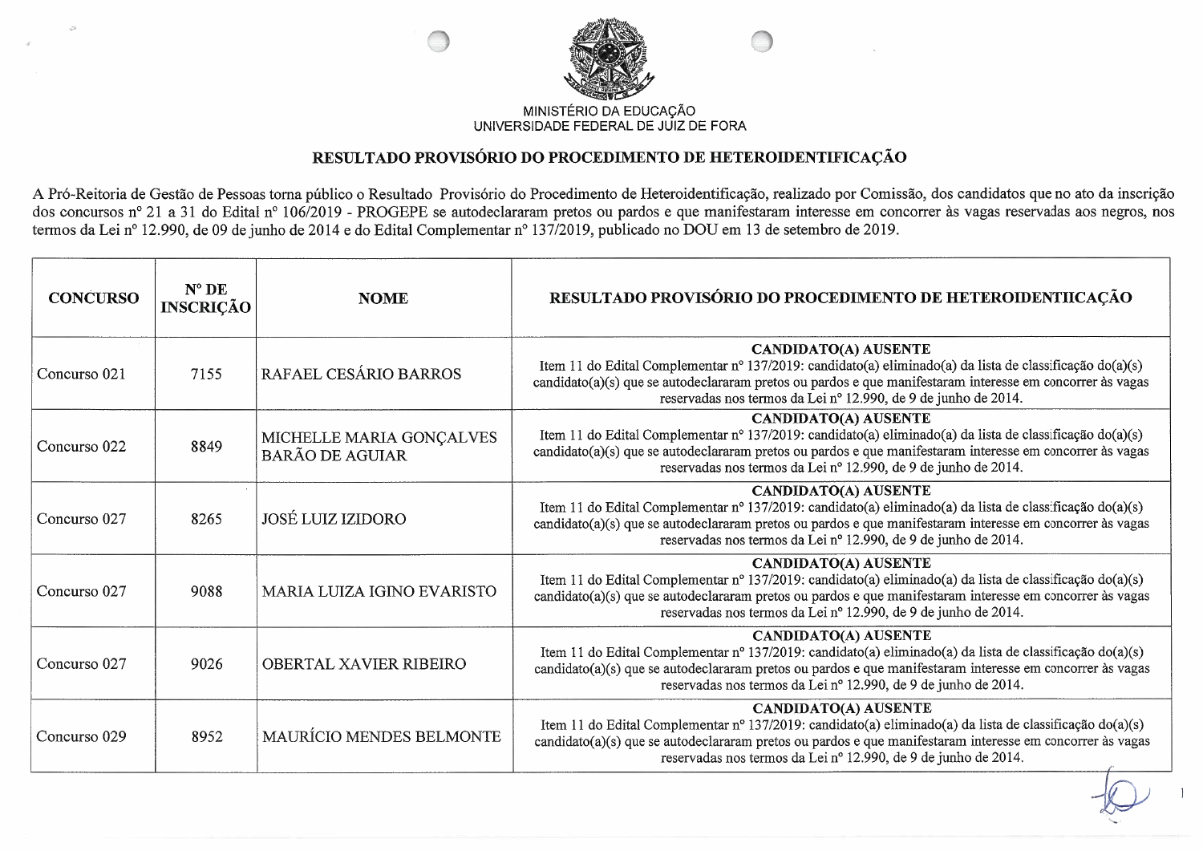MINISTÉRIO DA EDUCAÇÃO
UNIVERSIDADE FEDERAL DE JUIZ DE FORA

# RESULTADO PROVISÓRIO DO PROCEDIMENTO DE HETEROIDENTIFICAÇÃO

A Pró-Reitoria de Gestão de Pessoas torna público o Resultado Provisório do Procedimento de Heteroidentificação, realizado por Comissão, dos candidatos que no ato da inscrição dos concursos nº 21 a 31 do Edital nº 106/2019 - PROGEPE se autodeclararam pretos ou pardos e que manifestaram interesse em concorrer às vagas reservadas aos negros, nos termos da Lei nº 12.990, de 09 de junho de 2014 e do Edital Complementar nº 137/2019, publicado no DOU em 13 de setembro de 2019.

| CONCURSO | Nº DE INSCRIÇÃO | NOME | RESULTADO PROVISÓRIO DO PROCEDIMENTO DE HETEROIDENTIIICAÇÃO |
|---|---|---|---|
| Concurso 021 | 7155 | RAFAEL CESÁRIO BARROS | **CANDIDATO(A) AUSENTE** Item 11 do Edital Complementar nº 137/2019: candidato(a) eliminado(a) da lista de classificação do(a)(s) candidato(a)(s) que se autodeclararam pretos ou pardos e que manifestaram interesse em concorrer às vagas reservadas nos termos da Lei nº 12.990, de 9 de junho de 2014. |
| Concurso 022 | 8849 | MICHELLE MARIA GONÇALVES BARÃO DE AGUIAR | **CANDIDATO(A) AUSENTE** Item 11 do Edital Complementar nº 137/2019: candidato(a) eliminado(a) da lista de classificação do(a)(s) candidato(a)(s) que se autodeclararam pretos ou pardos e que manifestaram interesse em concorrer às vagas reservadas nos termos da Lei nº 12.990, de 9 de junho de 2014. |
| Concurso 027 | 8265 | JOSÉ LUIZ IZIDORO | **CANDIDATO(A) AUSENTE** Item 11 do Edital Complementar nº 137/2019: candidato(a) eliminado(a) da lista de classificação do(a)(s) candidato(a)(s) que se autodeclararam pretos ou pardos e que manifestaram interesse em concorrer às vagas reservadas nos termos da Lei nº 12.990, de 9 de junho de 2014. |
| Concurso 027 | 9088 | MARIA LUIZA IGINO EVARISTO | **CANDIDATO(A) AUSENTE** Item 11 do Edital Complementar nº 137/2019: candidato(a) eliminado(a) da lista de classificação do(a)(s) candidato(a)(s) que se autodeclararam pretos ou pardos e que manifestaram interesse em concorrer às vagas reservadas nos termos da Lei nº 12.990, de 9 de junho de 2014. |
| Concurso 027 | 9026 | OBERTAL XAVIER RIBEIRO | **CANDIDATO(A) AUSENTE** Item 11 do Edital Complementar nº 137/2019: candidato(a) eliminado(a) da lista de classificação do(a)(s) candidato(a)(s) que se autodeclararam pretos ou pardos e que manifestaram interesse em concorrer às vagas reservadas nos termos da Lei nº 12.990, de 9 de junho de 2014. |
| Concurso 029 | 8952 | MAURÍCIO MENDES BELMONTE | **CANDIDATO(A) AUSENTE** Item 11 do Edital Complementar nº 137/2019: candidato(a) eliminado(a) da lista de classificação do(a)(s) candidato(a)(s) que se autodeclararam pretos ou pardos e que manifestaram interesse em concorrer às vagas reservadas nos termos da Lei nº 12.990, de 9 de junho de 2014. |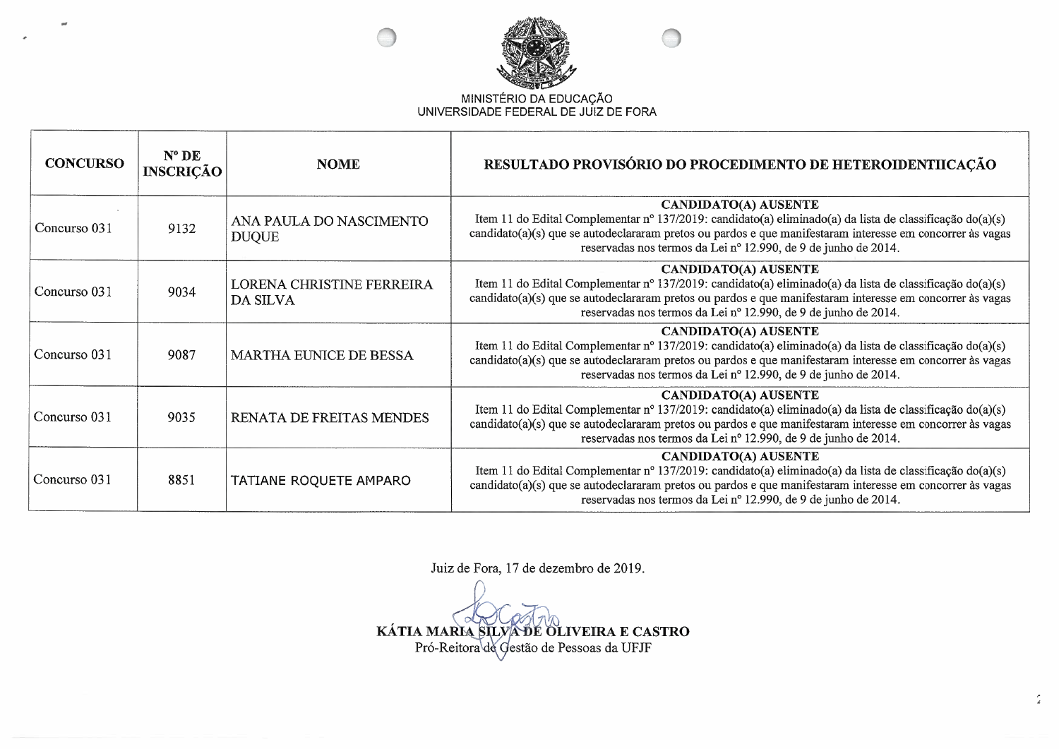MINISTÉRIO DA EDUCAÇÃO
UNIVERSIDADE FEDERAL DE JUIZ DE FORA

| CONCURSO | Nº DE INSCRIÇÃO | NOME | RESULTADO PROVISÓRIO DO PROCEDIMENTO DE HETEROIDENTIICAÇÃO |
|---|---|---|---|
| Concurso 031 | 9132 | ANA PAULA DO NASCIMENTO DUQUE | **CANDIDATO(A) AUSENTE** Item 11 do Edital Complementar nº 137/2019: candidato(a) eliminado(a) da lista de classificação do(a)(s) candidato(a)(s) que se autodeclararam pretos ou pardos e que manifestaram interesse em concorrer às vagas reservadas nos termos da Lei nº 12.990, de 9 de junho de 2014. |
| Concurso 031 | 9034 | LORENA CHRISTINE FERREIRA DA SILVA | **CANDIDATO(A) AUSENTE** Item 11 do Edital Complementar nº 137/2019: candidato(a) eliminado(a) da lista de classificação do(a)(s) candidato(a)(s) que se autodeclararam pretos ou pardos e que manifestaram interesse em concorrer às vagas reservadas nos termos da Lei nº 12.990, de 9 de junho de 2014. |
| Concurso 031 | 9087 | MARTHA EUNICE DE BESSA | **CANDIDATO(A) AUSENTE** Item 11 do Edital Complementar nº 137/2019: candidato(a) eliminado(a) da lista de classificação do(a)(s) candidato(a)(s) que se autodeclararam pretos ou pardos e que manifestaram interesse em concorrer às vagas reservadas nos termos da Lei nº 12.990, de 9 de junho de 2014. |
| Concurso 031 | 9035 | RENATA DE FREITAS MENDES | **CANDIDATO(A) AUSENTE** Item 11 do Edital Complementar nº 137/2019: candidato(a) eliminado(a) da lista de classificação do(a)(s) candidato(a)(s) que se autodeclararam pretos ou pardos e que manifestaram interesse em concorrer às vagas reservadas nos termos da Lei nº 12.990, de 9 de junho de 2014. |
| Concurso 031 | 8851 | TATIANE ROQUETE AMPARO | **CANDIDATO(A) AUSENTE** Item 11 do Edital Complementar nº 137/2019: candidato(a) eliminado(a) da lista de classificação do(a)(s) candidato(a)(s) que se autodeclararam pretos ou pardos e que manifestaram interesse em concorrer às vagas reservadas nos termos da Lei nº 12.990, de 9 de junho de 2014. |

Juiz de Fora, 17 de dezembro de 2019.

**KÁTIA MARIA SILVA DE OLIVEIRA E CASTRO**
Pró-Reitora de Gestão de Pessoas da UFJF